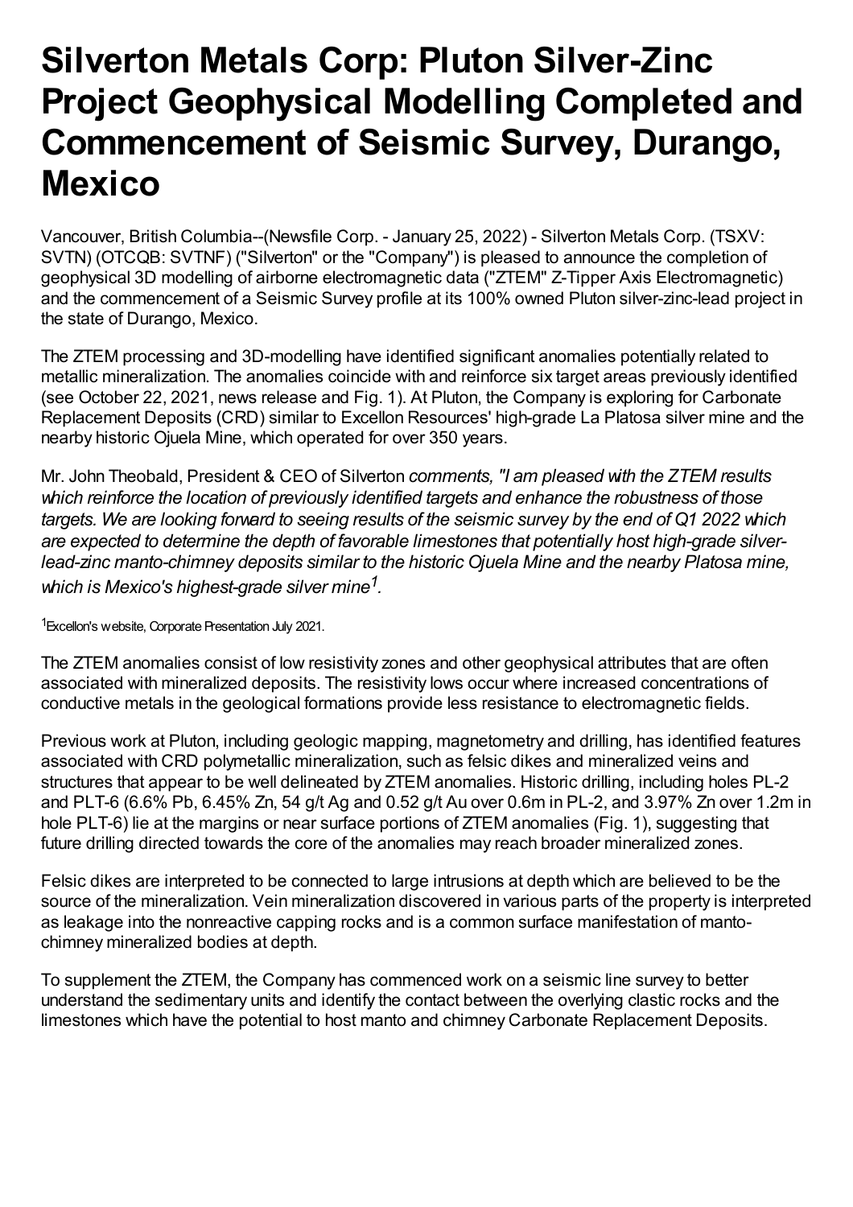# Silverton Metals Corp: Pluton Silver-Zinc Project Geophysical Modelling Completed and Commencement of Seismic Survey, Durango, Mexico

Vancouver, British Columbia--(Newsfile Corp. - January 25, 2022) - Silverton Metals Corp. (TSXV: SVTN) (OTCQB: SVTNF) ("Silverton" or the "Company") is pleased to announce the completion of geophysical 3D modelling of airborne electromagnetic data ("ZTEM" Z-Tipper Axis Electromagnetic) and the commencement of a Seismic Survey profile at its 100% owned Pluton silver-zinc-lead project in the state of Durango, Mexico.

The ZTEM processing and 3D-modelling have identified significant anomalies potentially related to metallic mineralization. The anomalies coincide with and reinforce six target areas previously identified (see October 22, 2021, news release and Fig. 1). At Pluton, the Company is exploring for Carbonate Replacement Deposits (CRD) similar to Excellon Resources' high-grade La Platosa silver mine and the nearby historic Ojuela Mine, which operated for over 350 years.

Mr. John Theobald, President & CEO of Silverton *comments, "I am pleased with the ZTEM results which reinforce the location of previously identified targets and enhance the robustness of those targets. We are looking forward to seeing results of the seismic survey by the end of Q1 2022 which are expected to determine the depth of favorable limestones that potentially host high-grade silver-lead-zinc manto-chimney deposits similar to the historic Ojuela Mine and the nearby Platosa mine, which is Mexico's highest-grade silver mine[1].*

[1]Excellon's website, Corporate Presentation July 2021.

The ZTEM anomalies consist of low resistivity zones and other geophysical attributes that are often associated with mineralized deposits. The resistivity lows occur where increased concentrations of conductive metals in the geological formations provide less resistance to electromagnetic fields.

Previous work at Pluton, including geologic mapping, magnetometry and drilling, has identified features associated with CRD polymetallic mineralization, such as felsic dikes and mineralized veins and structures that appear to be well delineated by ZTEM anomalies. Historic drilling, including holes PL-2 and PLT-6 (6.6% Pb, 6.45% Zn, 54 g/t Ag and 0.52 g/t Au over 0.6m in PL-2, and 3.97% Zn over 1.2m in hole PLT-6) lie at the margins or near surface portions of ZTEM anomalies (Fig. 1), suggesting that future drilling directed towards the core of the anomalies may reach broader mineralized zones.

Felsic dikes are interpreted to be connected to large intrusions at depth which are believed to be the source of the mineralization. Vein mineralization discovered in various parts of the property is interpreted as leakage into the nonreactive capping rocks and is a common surface manifestation of manto-chimney mineralized bodies at depth.

To supplement the ZTEM, the Company has commenced work on a seismic line survey to better understand the sedimentary units and identify the contact between the overlying clastic rocks and the limestones which have the potential to host manto and chimney Carbonate Replacement Deposits.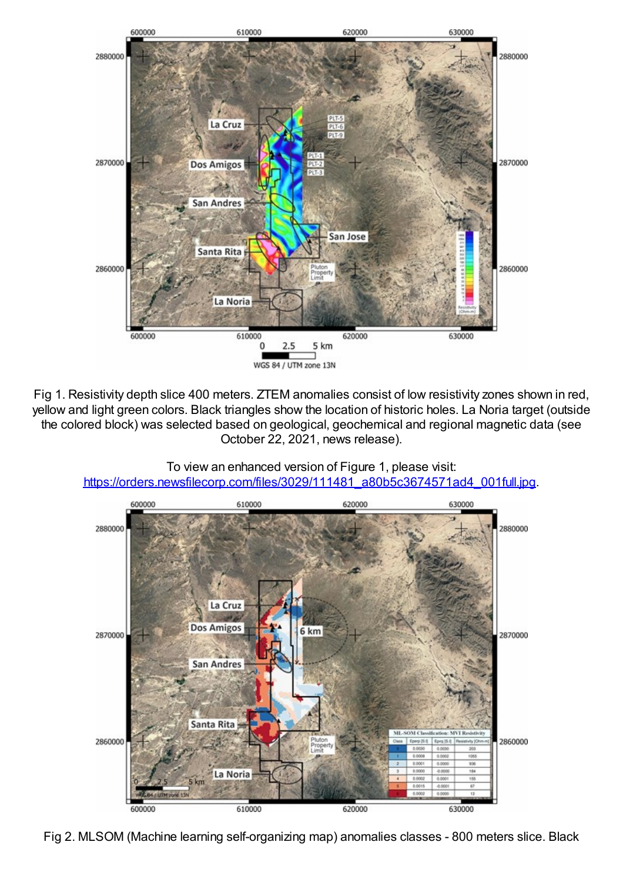Fig 1. Resistivity depth slice 400 meters. ZTEM anomalies consist of low resistivity zones shown in red, yellow and light green colors. Black triangles show the location of historic holes. La Noria target (outside the colored block) was selected based on geological, geochemical and regional magnetic data (see October 22, 2021, news release).

To view an enhanced version of Figure 1, please visit:
https://orders.newsfilecorp.com/files/3029/111481_a80b5c3674571ad4_001full.jpg.

Fig 2. MLSOM (Machine learning self-organizing map) anomalies classes - 800 meters slice. Black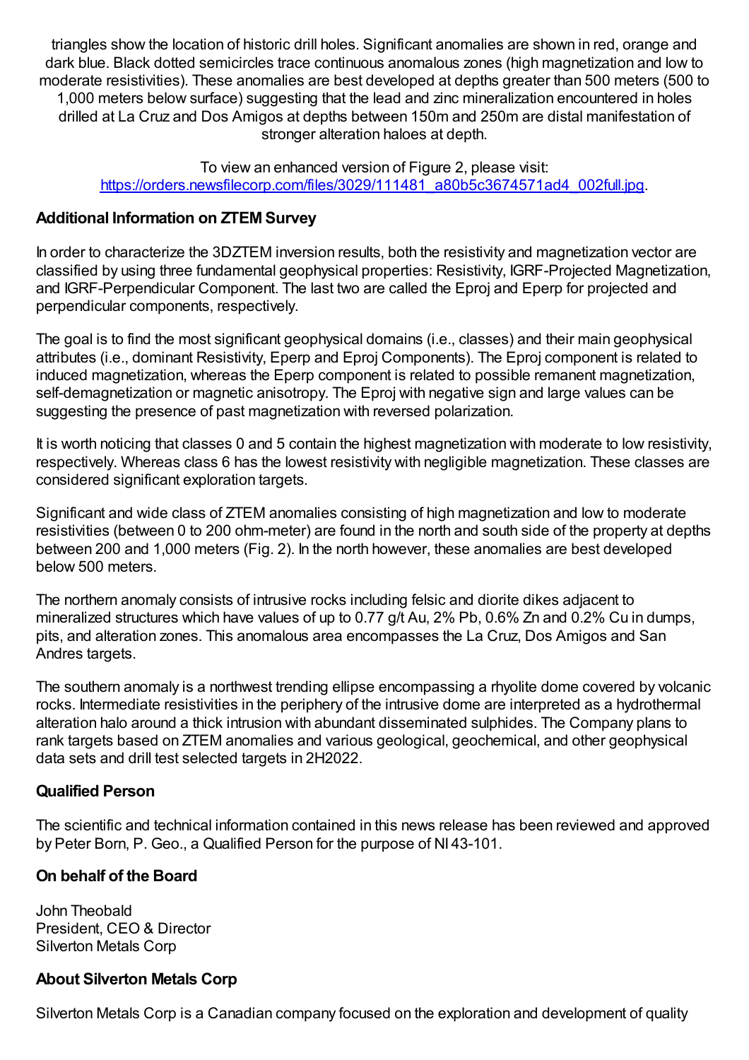triangles show the location of historic drill holes. Significant anomalies are shown in red, orange and dark blue. Black dotted semicircles trace continuous anomalous zones (high magnetization and low to moderate resistivities). These anomalies are best developed at depths greater than 500 meters (500 to 1,000 meters below surface) suggesting that the lead and zinc mineralization encountered in holes drilled at La Cruz and Dos Amigos at depths between 150m and 250m are distal manifestation of stronger alteration haloes at depth.

To view an enhanced version of Figure 2, please visit:
https://orders.newsfilecorp.com/files/3029/111481_a80b5c3674571ad4_002full.jpg.

### Additional Information on ZTEM Survey

In order to characterize the 3DZTEM inversion results, both the resistivity and magnetization vector are classified by using three fundamental geophysical properties: Resistivity, IGRF-Projected Magnetization, and IGRF-Perpendicular Component. The last two are called the Eproj and Eperp for projected and perpendicular components, respectively.

The goal is to find the most significant geophysical domains (i.e., classes) and their main geophysical attributes (i.e., dominant Resistivity, Eperp and Eproj Components). The Eproj component is related to induced magnetization, whereas the Eperp component is related to possible remanent magnetization, self-demagnetization or magnetic anisotropy. The Eproj with negative sign and large values can be suggesting the presence of past magnetization with reversed polarization.

It is worth noticing that classes 0 and 5 contain the highest magnetization with moderate to low resistivity, respectively. Whereas class 6 has the lowest resistivity with negligible magnetization. These classes are considered significant exploration targets.

Significant and wide class of ZTEM anomalies consisting of high magnetization and low to moderate resistivities (between 0 to 200 ohm-meter) are found in the north and south side of the property at depths between 200 and 1,000 meters (Fig. 2). In the north however, these anomalies are best developed below 500 meters.

The northern anomaly consists of intrusive rocks including felsic and diorite dikes adjacent to mineralized structures which have values of up to 0.77 g/t Au, 2% Pb, 0.6% Zn and 0.2% Cu in dumps, pits, and alteration zones. This anomalous area encompasses the La Cruz, Dos Amigos and San Andres targets.

The southern anomaly is a northwest trending ellipse encompassing a rhyolite dome covered by volcanic rocks. Intermediate resistivities in the periphery of the intrusive dome are interpreted as a hydrothermal alteration halo around a thick intrusion with abundant disseminated sulphides. The Company plans to rank targets based on ZTEM anomalies and various geological, geochemical, and other geophysical data sets and drill test selected targets in 2H2022.

### Qualified Person

The scientific and technical information contained in this news release has been reviewed and approved by Peter Born, P. Geo., a Qualified Person for the purpose of NI 43-101.

### On behalf of the Board

John Theobald
President, CEO & Director
Silverton Metals Corp

### About Silverton Metals Corp

Silverton Metals Corp is a Canadian company focused on the exploration and development of quality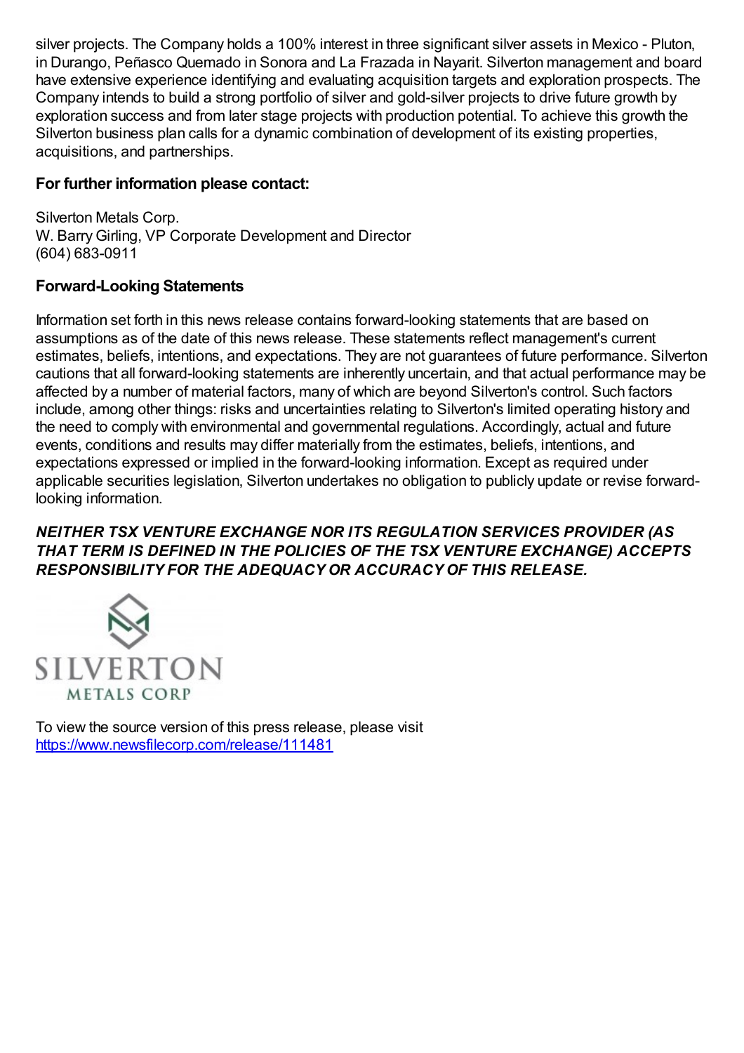silver projects. The Company holds a 100% interest in three significant silver assets in Mexico - Pluton, in Durango, Peñasco Quemado in Sonora and La Frazada in Nayarit. Silverton management and board have extensive experience identifying and evaluating acquisition targets and exploration prospects. The Company intends to build a strong portfolio of silver and gold-silver projects to drive future growth by exploration success and from later stage projects with production potential. To achieve this growth the Silverton business plan calls for a dynamic combination of development of its existing properties, acquisitions, and partnerships.

**For further information please contact:**

Silverton Metals Corp.
W. Barry Girling, VP Corporate Development and Director
(604) 683-0911

**Forward-Looking Statements**

Information set forth in this news release contains forward-looking statements that are based on assumptions as of the date of this news release. These statements reflect management's current estimates, beliefs, intentions, and expectations. They are not guarantees of future performance. Silverton cautions that all forward-looking statements are inherently uncertain, and that actual performance may be affected by a number of material factors, many of which are beyond Silverton's control. Such factors include, among other things: risks and uncertainties relating to Silverton's limited operating history and the need to comply with environmental and governmental regulations. Accordingly, actual and future events, conditions and results may differ materially from the estimates, beliefs, intentions, and expectations expressed or implied in the forward-looking information. Except as required under applicable securities legislation, Silverton undertakes no obligation to publicly update or revise forward-looking information.

***NEITHER TSX VENTURE EXCHANGE NOR ITS REGULATION SERVICES PROVIDER (AS THAT TERM IS DEFINED IN THE POLICIES OF THE TSX VENTURE EXCHANGE) ACCEPTS RESPONSIBILITY FOR THE ADEQUACY OR ACCURACY OF THIS RELEASE.***

SILVERTON
METALS CORP

To view the source version of this press release, please visit https://www.newsfilecorp.com/release/111481